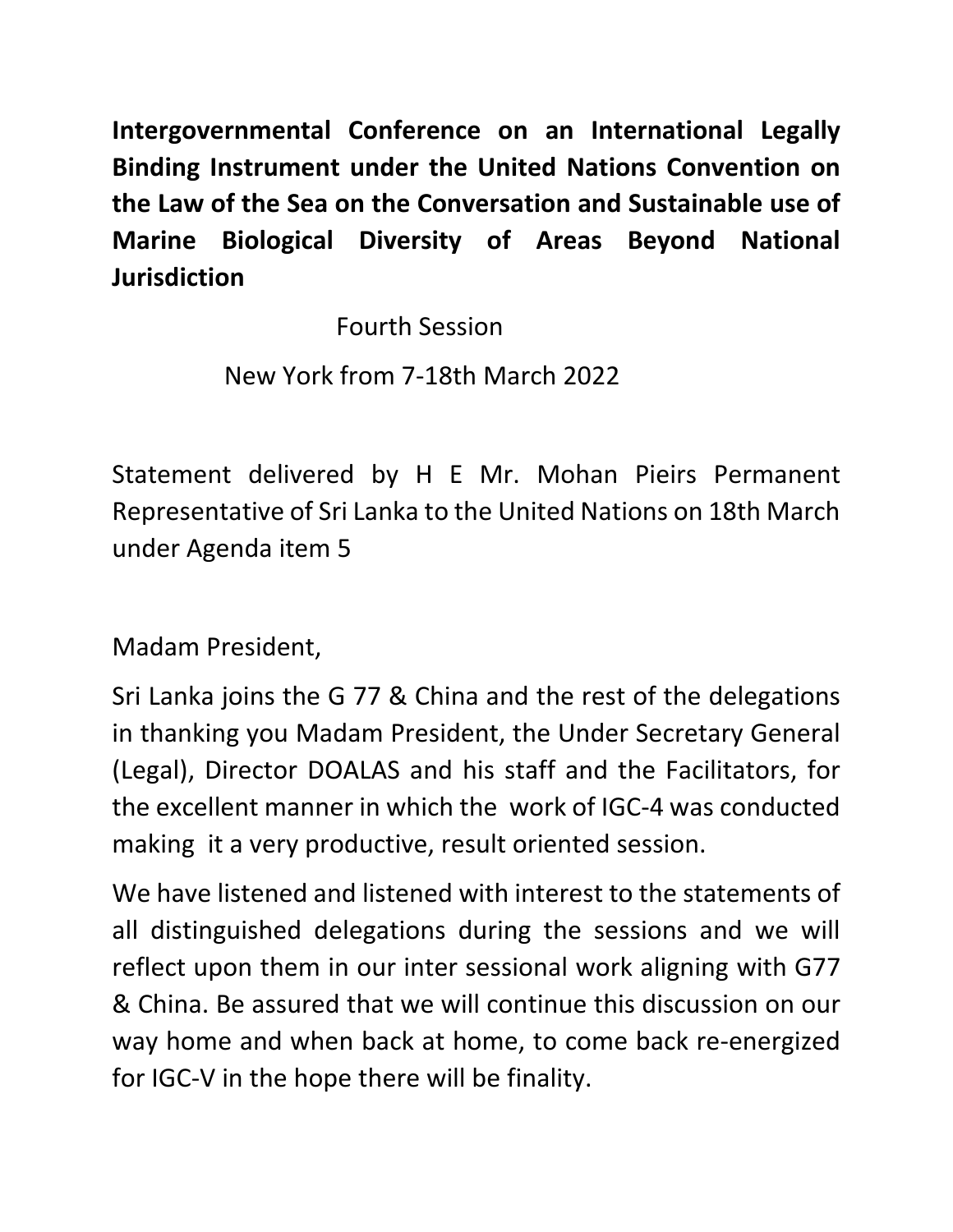**Intergovernmental Conference on an International Legally Binding Instrument under the United Nations Convention on the Law of the Sea on the Conversation and Sustainable use of Marine Biological Diversity of Areas Beyond National Jurisdiction**

Fourth Session

New York from 7-18th March 2022

Statement delivered by H E Mr. Mohan Pieirs Permanent Representative of Sri Lanka to the United Nations on 18th March under Agenda item 5

Madam President,

Sri Lanka joins the G 77 & China and the rest of the delegations in thanking you Madam President, the Under Secretary General (Legal), Director DOALAS and his staff and the Facilitators, for the excellent manner in which the work of IGC-4 was conducted making it a very productive, result oriented session.

We have listened and listened with interest to the statements of all distinguished delegations during the sessions and we will reflect upon them in our inter sessional work aligning with G77 & China. Be assured that we will continue this discussion on our way home and when back at home, to come back re-energized for IGC-V in the hope there will be finality.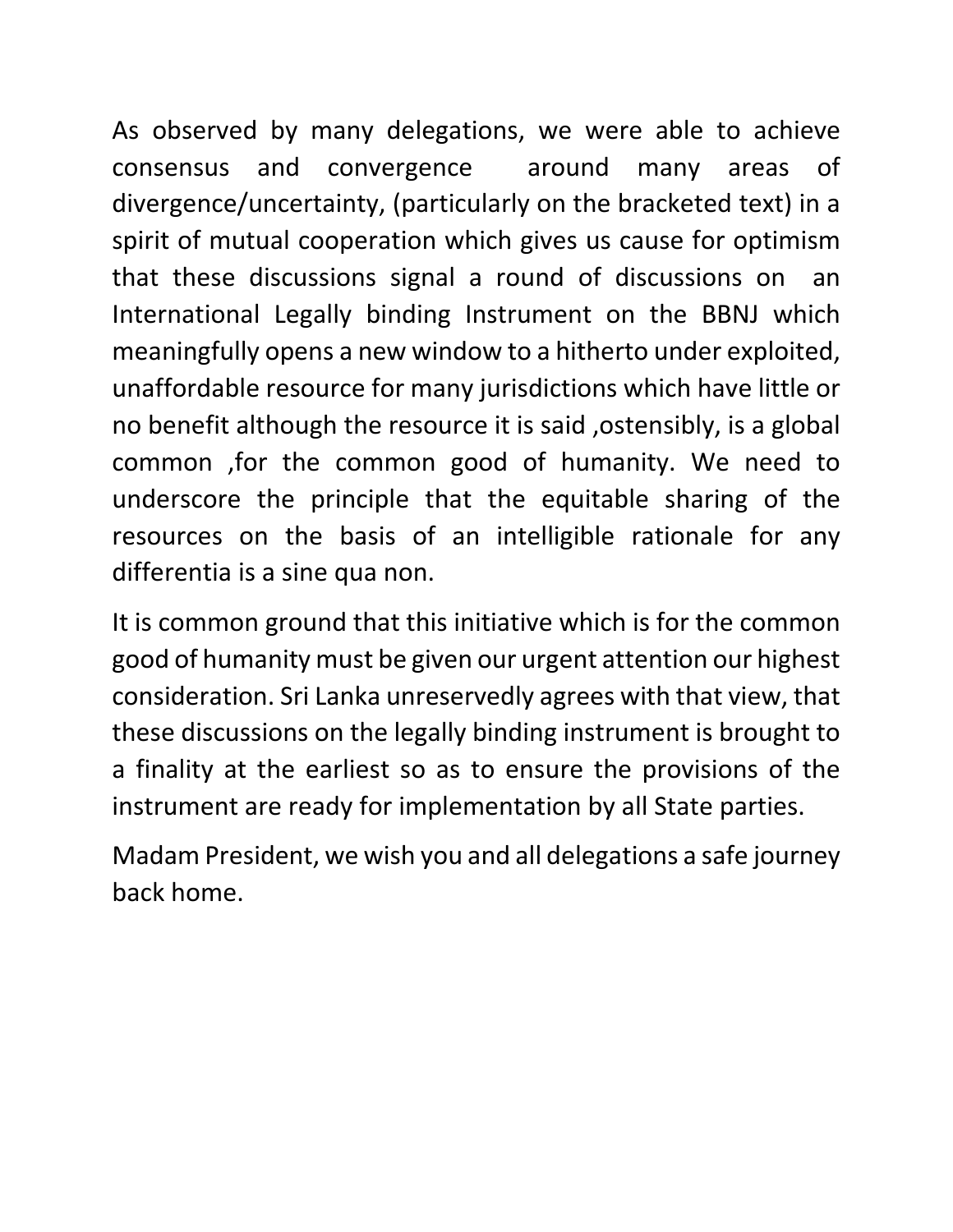As observed by many delegations, we were able to achieve consensus and convergence around many areas of divergence/uncertainty, (particularly on the bracketed text) in a spirit of mutual cooperation which gives us cause for optimism that these discussions signal a round of discussions on an International Legally binding Instrument on the BBNJ which meaningfully opens a new window to a hitherto under exploited, unaffordable resource for many jurisdictions which have little or no benefit although the resource it is said ,ostensibly, is a global common ,for the common good of humanity. We need to underscore the principle that the equitable sharing of the resources on the basis of an intelligible rationale for any differentia is a sine qua non.

It is common ground that this initiative which is for the common good of humanity must be given our urgent attention our highest consideration. Sri Lanka unreservedly agrees with that view, that these discussions on the legally binding instrument is brought to a finality at the earliest so as to ensure the provisions of the instrument are ready for implementation by all State parties.

Madam President, we wish you and all delegations a safe journey back home.